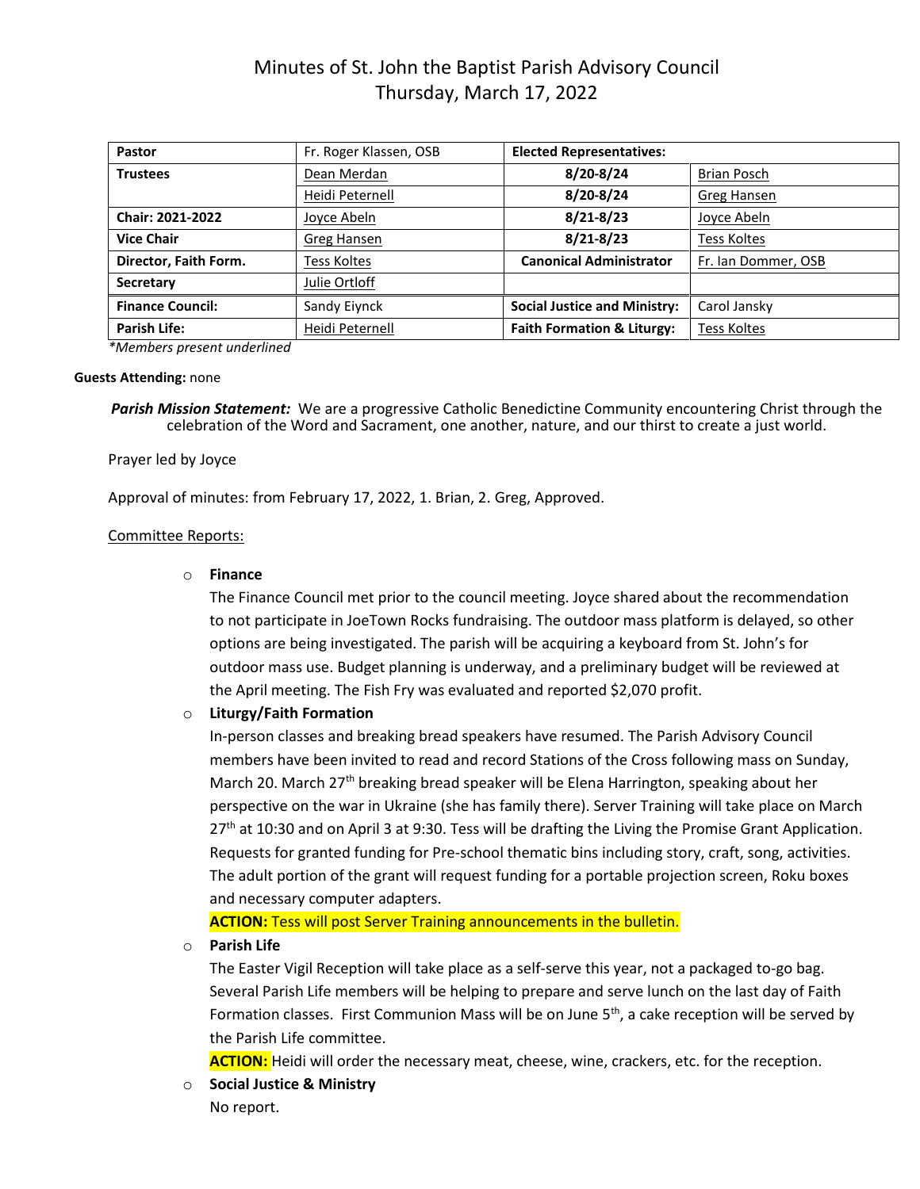# Minutes of St. John the Baptist Parish Advisory Council
## Thursday, March 17, 2022

| **Pastor** | Fr. Roger Klassen, OSB | **Elected Representatives:** | |
|---|---|---|---|
| **Trustees** | Dean Merdan | **8/20-8/24** | Brian Posch |
| | Heidi Peternell | **8/20-8/24** | Greg Hansen |
| **Chair: 2021-2022** | Joyce Abeln | **8/21-8/23** | Joyce Abeln |
| **Vice Chair** | Greg Hansen | **8/21-8/23** | Tess Koltes |
| **Director, Faith Form.** | Tess Koltes | **Canonical Administrator** | Fr. Ian Dommer, OSB |
| **Secretary** | Julie Ortloff | | |
| **Finance Council:** | Sandy Eiynck | **Social Justice and Ministry:** | Carol Jansky |
| **Parish Life:** | Heidi Peternell | **Faith Formation & Liturgy:** | Tess Koltes |

*\*Members present underlined*

**Guests Attending:** none

***Parish Mission Statement:*** We are a progressive Catholic Benedictine Community encountering Christ through the celebration of the Word and Sacrament, one another, nature, and our thirst to create a just world.

Prayer led by Joyce

Approval of minutes: from February 17, 2022, 1. Brian, 2. Greg, Approved.

Committee Reports:

- **Finance**

  The Finance Council met prior to the council meeting. Joyce shared about the recommendation to not participate in JoeTown Rocks fundraising. The outdoor mass platform is delayed, so other options are being investigated. The parish will be acquiring a keyboard from St. John's for outdoor mass use. Budget planning is underway, and a preliminary budget will be reviewed at the April meeting. The Fish Fry was evaluated and reported $2,070 profit.

- **Liturgy/Faith Formation**

  In-person classes and breaking bread speakers have resumed. The Parish Advisory Council members have been invited to read and record Stations of the Cross following mass on Sunday, March 20. March 27th breaking bread speaker will be Elena Harrington, speaking about her perspective on the war in Ukraine (she has family there). Server Training will take place on March 27th at 10:30 and on April 3 at 9:30. Tess will be drafting the Living the Promise Grant Application. Requests for granted funding for Pre-school thematic bins including story, craft, song, activities. The adult portion of the grant will request funding for a portable projection screen, Roku boxes and necessary computer adapters.

  **ACTION:** Tess will post Server Training announcements in the bulletin.

- **Parish Life**

  The Easter Vigil Reception will take place as a self-serve this year, not a packaged to-go bag. Several Parish Life members will be helping to prepare and serve lunch on the last day of Faith Formation classes. First Communion Mass will be on June 5th, a cake reception will be served by the Parish Life committee.

  **ACTION:** Heidi will order the necessary meat, cheese, wine, crackers, etc. for the reception.

- **Social Justice & Ministry**

  No report.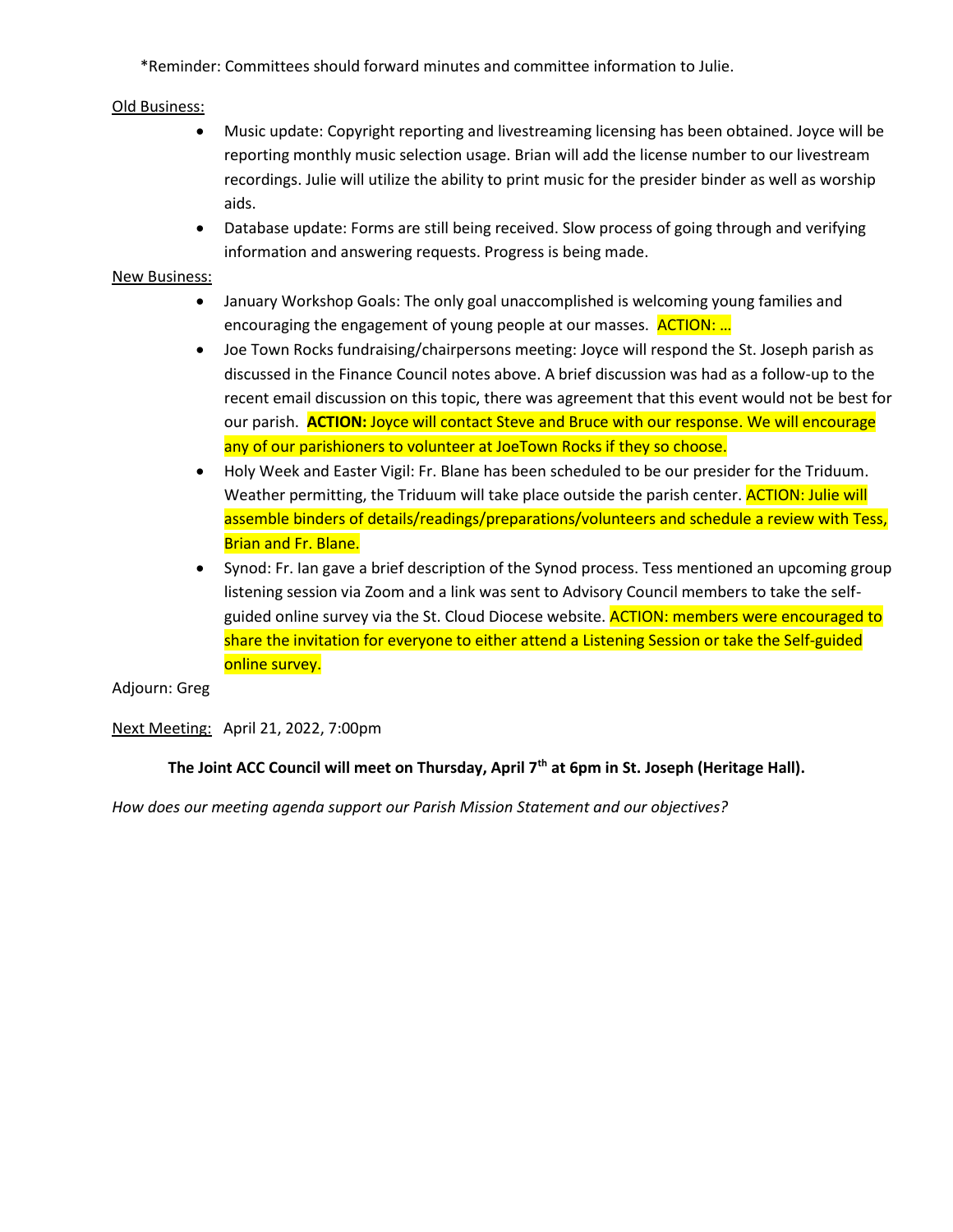*Reminder: Committees should forward minutes and committee information to Julie.

Old Business:

- Music update: Copyright reporting and livestreaming licensing has been obtained. Joyce will be reporting monthly music selection usage. Brian will add the license number to our livestream recordings. Julie will utilize the ability to print music for the presider binder as well as worship aids.
- Database update: Forms are still being received. Slow process of going through and verifying information and answering requests. Progress is being made.

New Business:

- January Workshop Goals: The only goal unaccomplished is welcoming young families and encouraging the engagement of young people at our masses. ACTION: …
- Joe Town Rocks fundraising/chairpersons meeting: Joyce will respond the St. Joseph parish as discussed in the Finance Council notes above. A brief discussion was had as a follow-up to the recent email discussion on this topic, there was agreement that this event would not be best for our parish. **ACTION:** Joyce will contact Steve and Bruce with our response. We will encourage any of our parishioners to volunteer at JoeTown Rocks if they so choose.
- Holy Week and Easter Vigil: Fr. Blane has been scheduled to be our presider for the Triduum. Weather permitting, the Triduum will take place outside the parish center. ACTION: Julie will assemble binders of details/readings/preparations/volunteers and schedule a review with Tess, Brian and Fr. Blane.
- Synod: Fr. Ian gave a brief description of the Synod process. Tess mentioned an upcoming group listening session via Zoom and a link was sent to Advisory Council members to take the self-guided online survey via the St. Cloud Diocese website. ACTION: members were encouraged to share the invitation for everyone to either attend a Listening Session or take the Self-guided online survey.

Adjourn: Greg

Next Meeting: April 21, 2022, 7:00pm

**The Joint ACC Council will meet on Thursday, April 7th at 6pm in St. Joseph (Heritage Hall).**

*How does our meeting agenda support our Parish Mission Statement and our objectives?*